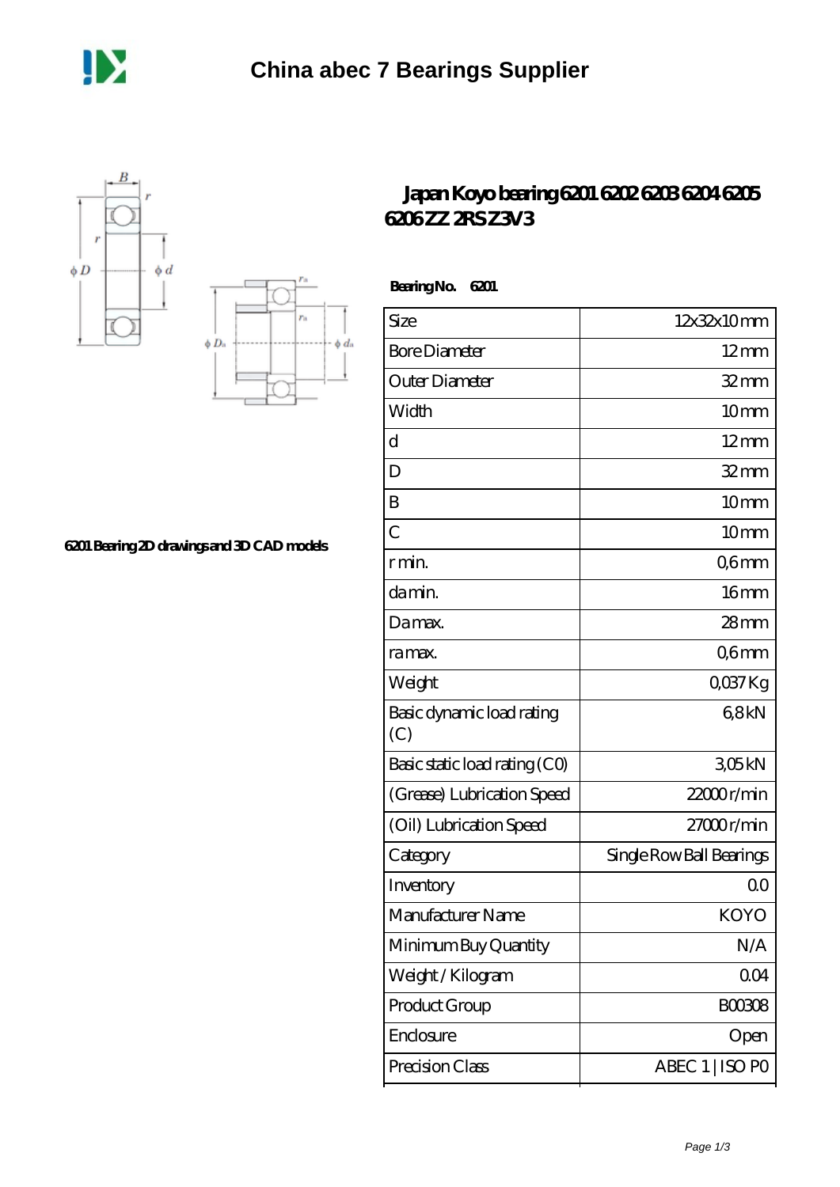# China abec 7 Bearings Supplier

6201 Bearing 2D drawings and 3D CAD models

## Japan Koyo bearing 6201 6202 6203 6204 6205 6206 ZZ 2RS Z3V3

**Bearing No. 6201**

| | |
|---|---|
| Size | 12x32x10 mm |
| Bore Diameter | 12 mm |
| Outer Diameter | 32 mm |
| Width | 10 mm |
| d | 12 mm |
| D | 32 mm |
| B | 10 mm |
| C | 10 mm |
| r min. | 0,6 mm |
| da min. | 16 mm |
| Da max. | 28 mm |
| ra max. | 0,6 mm |
| Weight | 0,037 Kg |
| Basic dynamic load rating (C) | 6,8 kN |
| Basic static load rating (C0) | 3,05 kN |
| (Grease) Lubrication Speed | 22000 r/min |
| (Oil) Lubrication Speed | 27000 r/min |
| Category | Single Row Ball Bearings |
| Inventory | 0.0 |
| Manufacturer Name | KOYO |
| Minimum Buy Quantity | N/A |
| Weight / Kilogram | 0.04 |
| Product Group | B00308 |
| Enclosure | Open |
| Precision Class | ABEC 1 \| ISO P0 |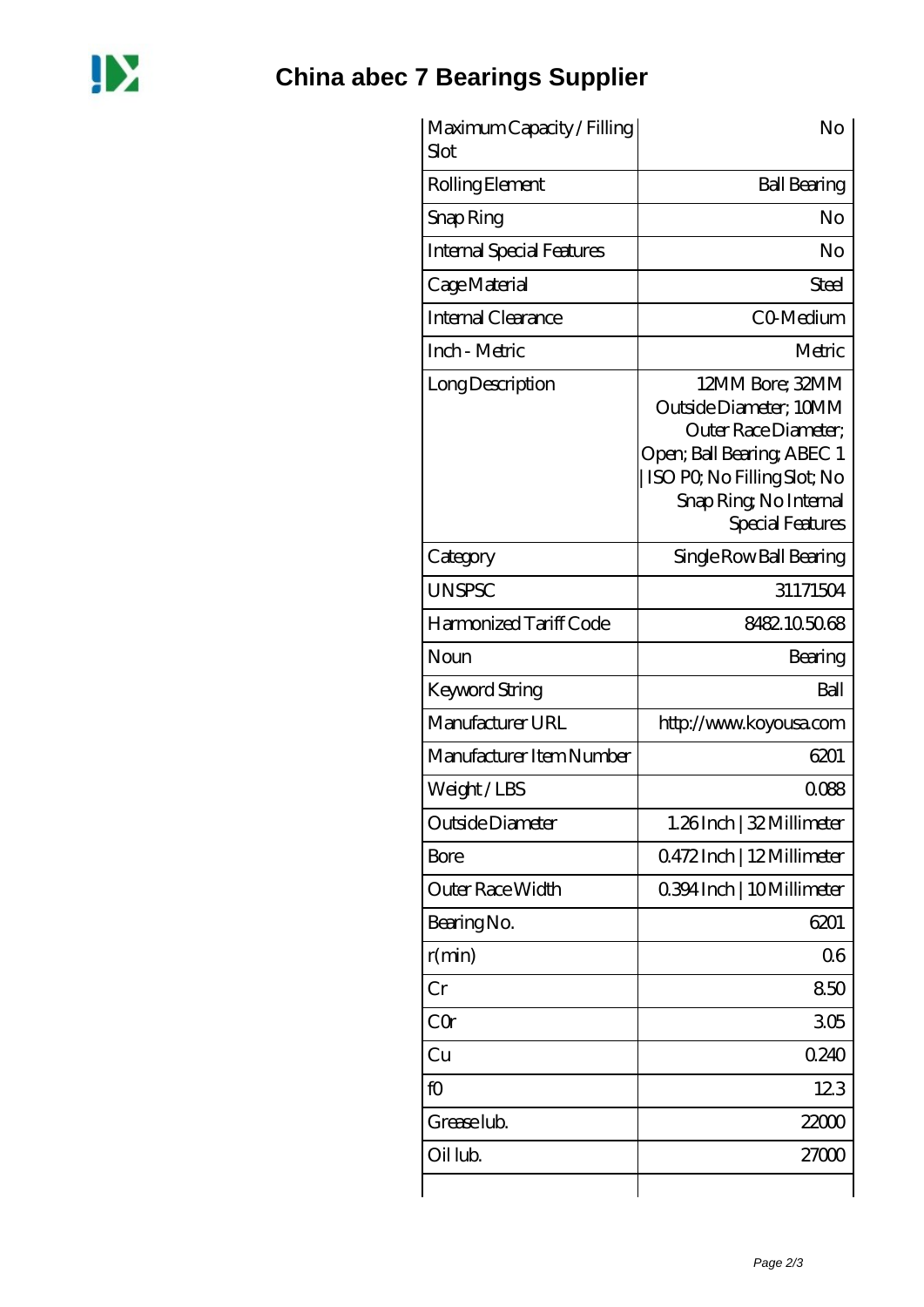# China abec 7 Bearings Supplier

| Maximum Capacity / Filling Slot | No |
|---|---|
| Rolling Element | Ball Bearing |
| Snap Ring | No |
| Internal Special Features | No |
| Cage Material | Steel |
| Internal Clearance | C0-Medium |
| Inch - Metric | Metric |
| Long Description | 12MM Bore; 32MM Outside Diameter; 10MM Outer Race Diameter; Open; Ball Bearing; ABEC 1 \| ISO P0; No Filling Slot; No Snap Ring; No Internal Special Features |
| Category | Single Row Ball Bearing |
| UNSPSC | 31171504 |
| Harmonized Tariff Code | 8482.10.50.68 |
| Noun | Bearing |
| Keyword String | Ball |
| Manufacturer URL | http://www.koyousa.com |
| Manufacturer Item Number | 6201 |
| Weight / LBS | 0.088 |
| Outside Diameter | 1.26 Inch \| 32 Millimeter |
| Bore | 0.472 Inch \| 12 Millimeter |
| Outer Race Width | 0.394 Inch \| 10 Millimeter |
| Bearing No. | 6201 |
| r(min) | 0.6 |
| Cr | 8.50 |
| C0r | 3.05 |
| Cu | 0.240 |
| f0 | 12.3 |
| Grease lub. | 22000 |
| Oil lub. | 27000 |
| | |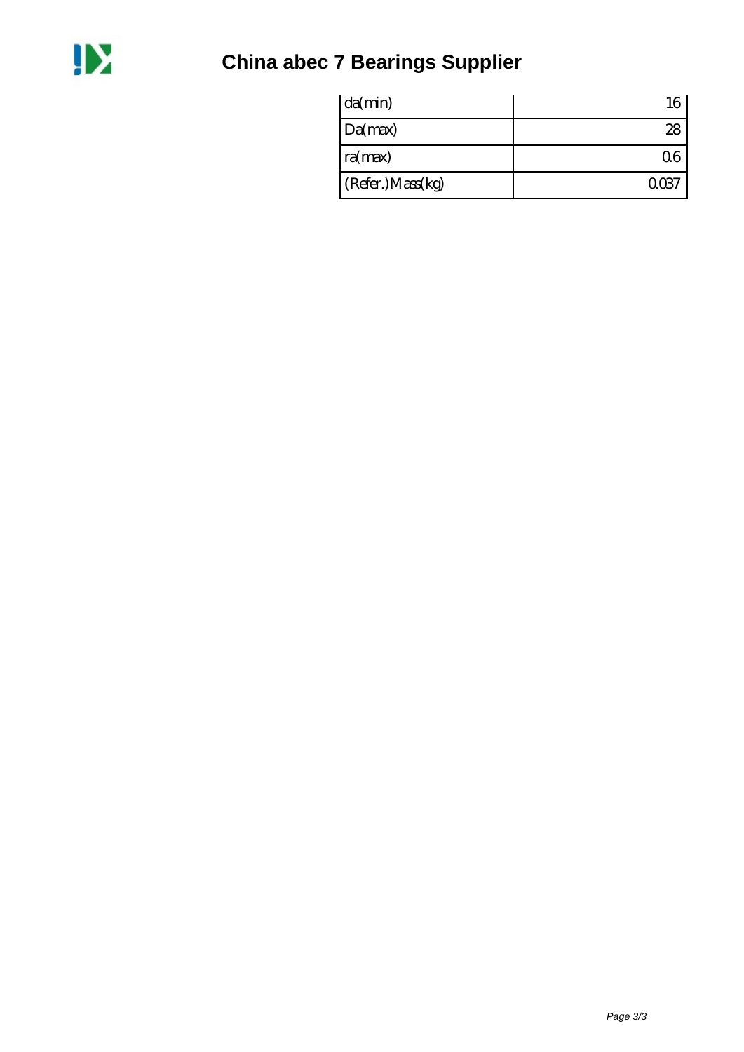| | |
|---|---|
| da(min) | 16 |
| Da(max) | 28 |
| ra(max) | 0.6 |
| (Refer.)Mass(kg) | 0.037 |